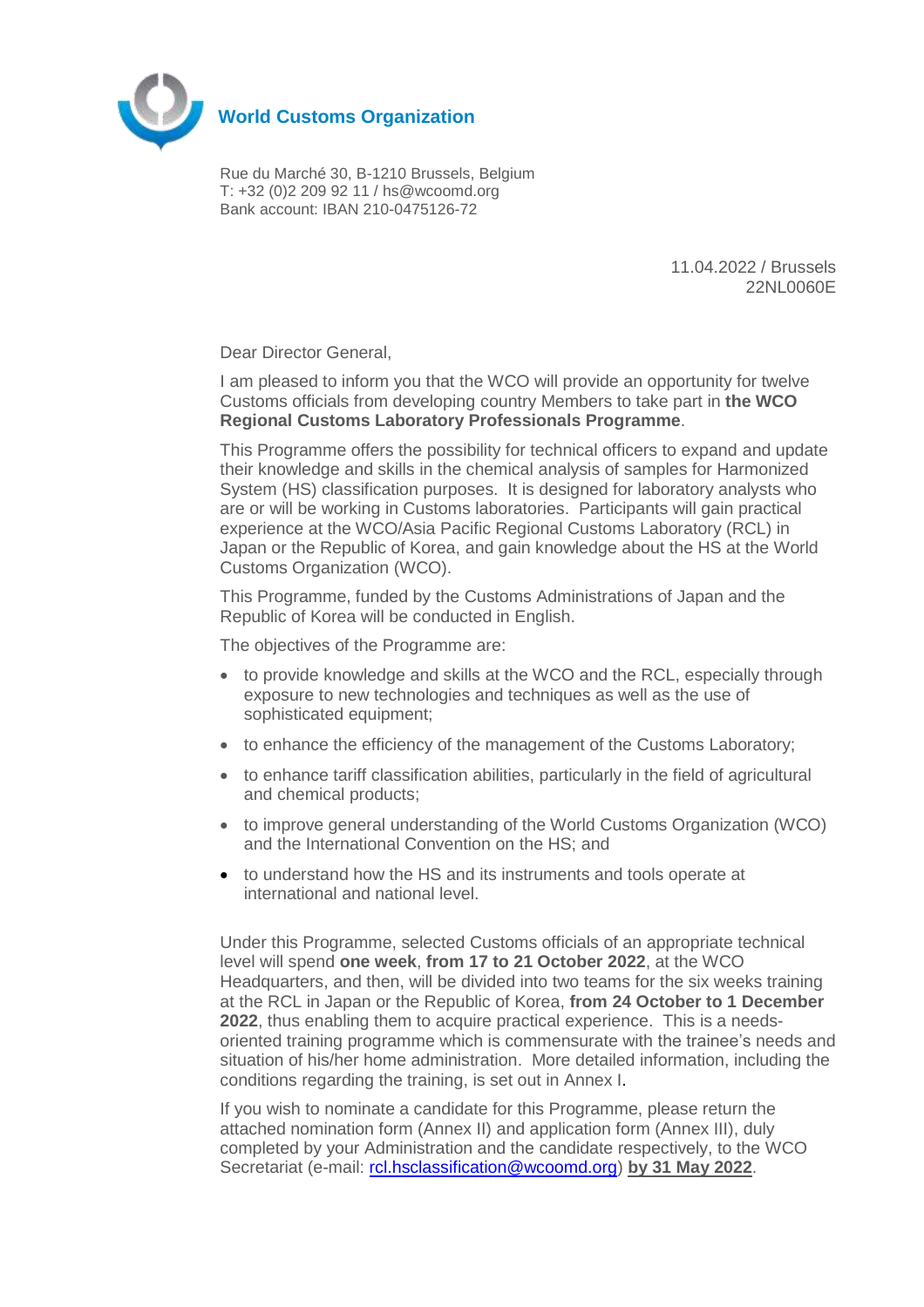**World Customs Organization**

Rue du Marché 30, B-1210 Brussels, Belgium
T: +32 (0)2 209 92 11 / hs@wcoomd.org
Bank account: IBAN 210-0475126-72

11.04.2022 / Brussels
22NL0060E

Dear Director General,

I am pleased to inform you that the WCO will provide an opportunity for twelve Customs officials from developing country Members to take part in **the WCO Regional Customs Laboratory Professionals Programme**.

This Programme offers the possibility for technical officers to expand and update their knowledge and skills in the chemical analysis of samples for Harmonized System (HS) classification purposes. It is designed for laboratory analysts who are or will be working in Customs laboratories. Participants will gain practical experience at the WCO/Asia Pacific Regional Customs Laboratory (RCL) in Japan or the Republic of Korea, and gain knowledge about the HS at the World Customs Organization (WCO).

This Programme, funded by the Customs Administrations of Japan and the Republic of Korea will be conducted in English.

The objectives of the Programme are:

- to provide knowledge and skills at the WCO and the RCL, especially through exposure to new technologies and techniques as well as the use of sophisticated equipment;
- to enhance the efficiency of the management of the Customs Laboratory;
- to enhance tariff classification abilities, particularly in the field of agricultural and chemical products;
- to improve general understanding of the World Customs Organization (WCO) and the International Convention on the HS; and
- to understand how the HS and its instruments and tools operate at international and national level.

Under this Programme, selected Customs officials of an appropriate technical level will spend **one week**, **from 17 to 21 October 2022**, at the WCO Headquarters, and then, will be divided into two teams for the six weeks training at the RCL in Japan or the Republic of Korea, **from 24 October to 1 December 2022**, thus enabling them to acquire practical experience. This is a needs-oriented training programme which is commensurate with the trainee's needs and situation of his/her home administration. More detailed information, including the conditions regarding the training, is set out in Annex I.

If you wish to nominate a candidate for this Programme, please return the attached nomination form (Annex II) and application form (Annex III), duly completed by your Administration and the candidate respectively, to the WCO Secretariat (e-mail: rcl.hsclassification@wcoomd.org) **by 31 May 2022**.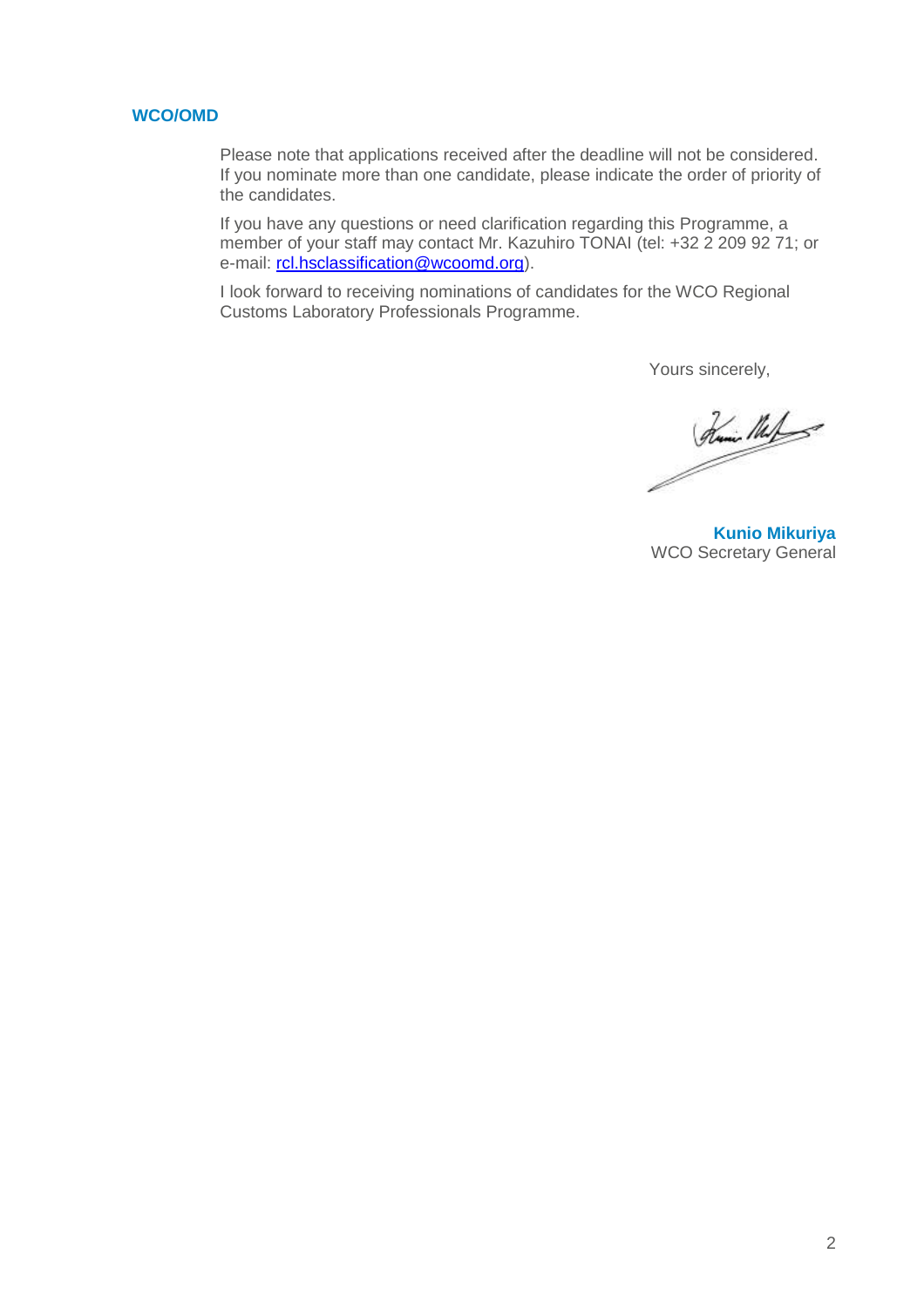Please note that applications received after the deadline will not be considered. If you nominate more than one candidate, please indicate the order of priority of the candidates.

If you have any questions or need clarification regarding this Programme, a member of your staff may contact Mr. Kazuhiro TONAI (tel: +32 2 209 92 71; or e-mail: rcl.hsclassification@wcoomd.org).

I look forward to receiving nominations of candidates for the WCO Regional Customs Laboratory Professionals Programme.

Yours sincerely,

**Kunio Mikuriya**
WCO Secretary General